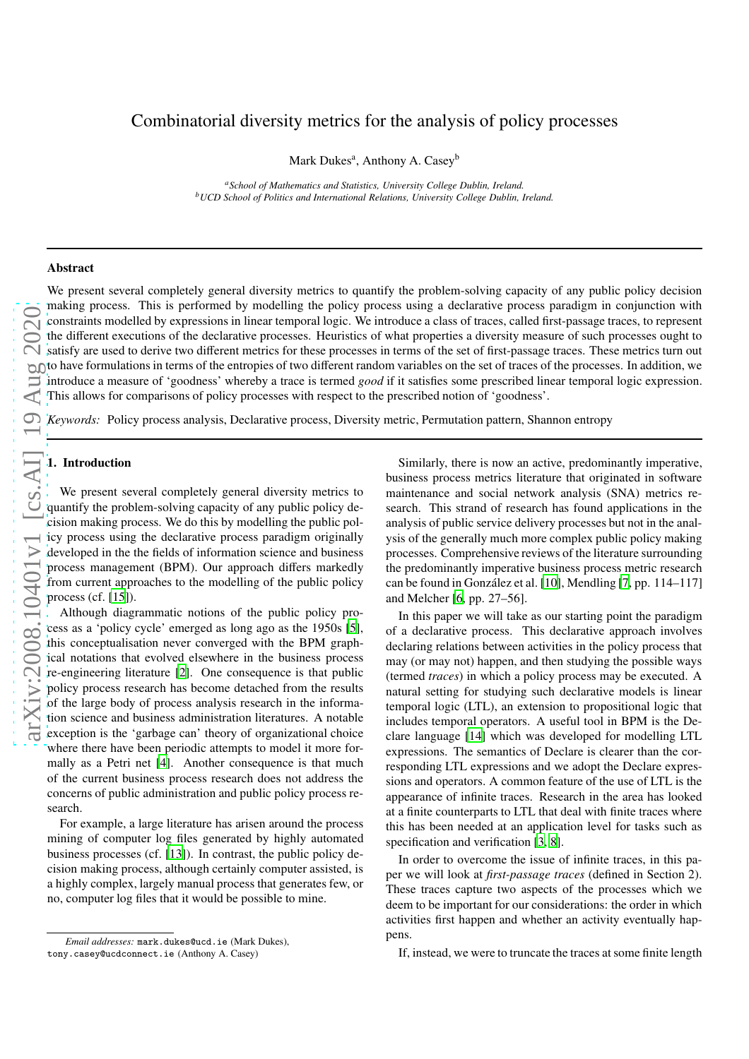# Combinatorial diversity metrics for the analysis of policy processes

Mark Dukes[a], Anthony A. Casey[b]

[a] *School of Mathematics and Statistics, University College Dublin, Ireland.*
[b] *UCD School of Politics and International Relations, University College Dublin, Ireland.*

---

## Abstract

We present several completely general diversity metrics to quantify the problem-solving capacity of any public policy decision making process. This is performed by modelling the policy process using a declarative process paradigm in conjunction with constraints modelled by expressions in linear temporal logic. We introduce a class of traces, called first-passage traces, to represent the different executions of the declarative processes. Heuristics of what properties a diversity measure of such processes ought to satisfy are used to derive two different metrics for these processes in terms of the set of first-passage traces. These metrics turn out to have formulations in terms of the entropies of two different random variables on the set of traces of the processes. In addition, we introduce a measure of 'goodness' whereby a trace is termed *good* if it satisfies some prescribed linear temporal logic expression. This allows for comparisons of policy processes with respect to the prescribed notion of 'goodness'.

*Keywords:* Policy process analysis, Declarative process, Diversity metric, Permutation pattern, Shannon entropy

---

## 1. Introduction

We present several completely general diversity metrics to quantify the problem-solving capacity of any public policy decision making process. We do this by modelling the public policy process using the declarative process paradigm originally developed in the the fields of information science and business process management (BPM). Our approach differs markedly from current approaches to the modelling of the public policy process (cf. [15]).

Although diagrammatic notions of the public policy process as a 'policy cycle' emerged as long ago as the 1950s [5], this conceptualisation never converged with the BPM graphical notations that evolved elsewhere in the business process re-engineering literature [2]. One consequence is that public policy process research has become detached from the results of the large body of process analysis research in the information science and business administration literatures. A notable exception is the 'garbage can' theory of organizational choice where there have been periodic attempts to model it more formally as a Petri net [4]. Another consequence is that much of the current business process research does not address the concerns of public administration and public policy process research.

For example, a large literature has arisen around the process mining of computer log files generated by highly automated business processes (cf. [13]). In contrast, the public policy decision making process, although certainly computer assisted, is a highly complex, largely manual process that generates few, or no, computer log files that it would be possible to mine.

Similarly, there is now an active, predominantly imperative, business process metrics literature that originated in software maintenance and social network analysis (SNA) metrics research. This strand of research has found applications in the analysis of public service delivery processes but not in the analysis of the generally much more complex public policy making processes. Comprehensive reviews of the literature surrounding the predominantly imperative business process metric research can be found in González et al. [10], Mendling [7, pp. 114–117] and Melcher [6, pp. 27–56].

In this paper we will take as our starting point the paradigm of a declarative process. This declarative approach involves declaring relations between activities in the policy process that may (or may not) happen, and then studying the possible ways (termed *traces*) in which a policy process may be executed. A natural setting for studying such declarative models is linear temporal logic (LTL), an extension to propositional logic that includes temporal operators. A useful tool in BPM is the Declare language [14] which was developed for modelling LTL expressions. The semantics of Declare is clearer than the corresponding LTL expressions and we adopt the Declare expressions and operators. A common feature of the use of LTL is the appearance of infinite traces. Research in the area has looked at a finite counterparts to LTL that deal with finite traces where this has been needed at an application level for tasks such as specification and verification [3, 8].

In order to overcome the issue of infinite traces, in this paper we will look at *first-passage traces* (defined in Section 2). These traces capture two aspects of the processes which we deem to be important for our considerations: the order in which activities first happen and whether an activity eventually happens.

If, instead, we were to truncate the traces at some finite length

---

*Email addresses:* mark.dukes@ucd.ie (Mark Dukes), tony.casey@ucdconnect.ie (Anthony A. Casey)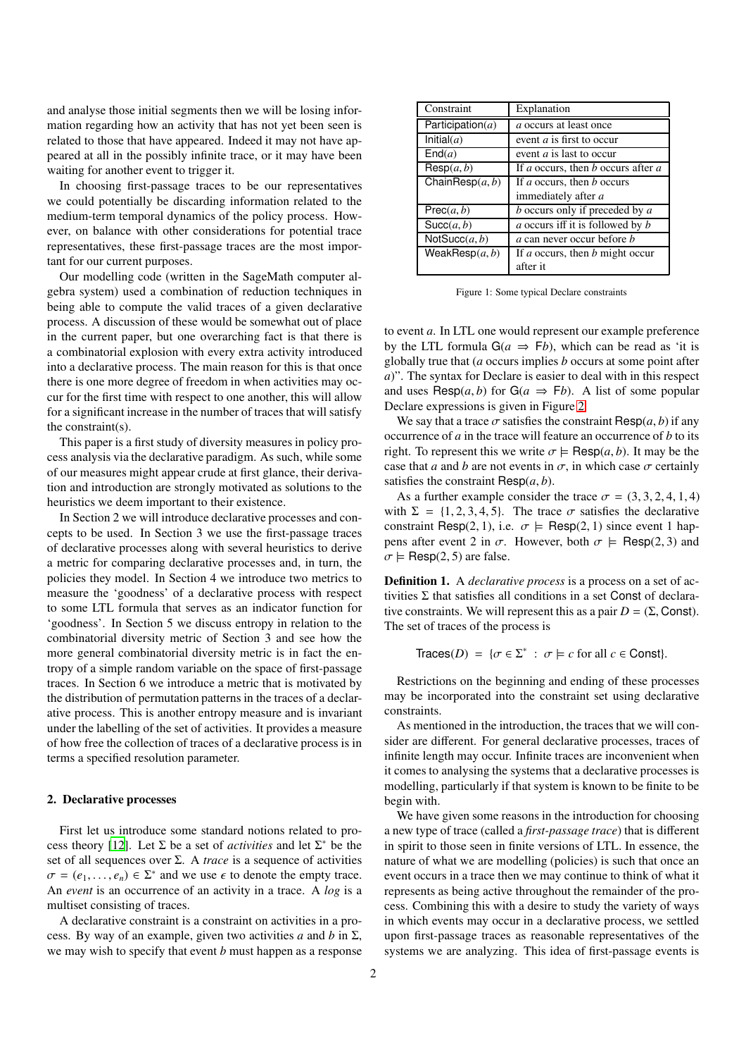and analyse those initial segments then we will be losing information regarding how an activity that has not yet been seen is related to those that have appeared. Indeed it may not have appeared at all in the possibly infinite trace, or it may have been waiting for another event to trigger it.

In choosing first-passage traces to be our representatives we could potentially be discarding information related to the medium-term temporal dynamics of the policy process. However, on balance with other considerations for potential trace representatives, these first-passage traces are the most important for our current purposes.

Our modelling code (written in the SageMath computer algebra system) used a combination of reduction techniques in being able to compute the valid traces of a given declarative process. A discussion of these would be somewhat out of place in the current paper, but one overarching fact is that there is a combinatorial explosion with every extra activity introduced into a declarative process. The main reason for this is that once there is one more degree of freedom in when activities may occur for the first time with respect to one another, this will allow for a significant increase in the number of traces that will satisfy the constraint(s).

This paper is a first study of diversity measures in policy process analysis via the declarative paradigm. As such, while some of our measures might appear crude at first glance, their derivation and introduction are strongly motivated as solutions to the heuristics we deem important to their existence.

In Section 2 we will introduce declarative processes and concepts to be used. In Section 3 we use the first-passage traces of declarative processes along with several heuristics to derive a metric for comparing declarative processes and, in turn, the policies they model. In Section 4 we introduce two metrics to measure the 'goodness' of a declarative process with respect to some LTL formula that serves as an indicator function for 'goodness'. In Section 5 we discuss entropy in relation to the combinatorial diversity metric of Section 3 and see how the more general combinatorial diversity metric is in fact the entropy of a simple random variable on the space of first-passage traces. In Section 6 we introduce a metric that is motivated by the distribution of permutation patterns in the traces of a declarative process. This is another entropy measure and is invariant under the labelling of the set of activities. It provides a measure of how free the collection of traces of a declarative process is in terms a specified resolution parameter.

## 2. Declarative processes

First let us introduce some standard notions related to process theory [12]. Let $\Sigma$ be a set of *activities* and let $\Sigma^*$ be the set of all sequences over $\Sigma$. A *trace* is a sequence of activities $\sigma = (e_1, \ldots, e_n) \in \Sigma^*$ and we use $\epsilon$ to denote the empty trace. An *event* is an occurrence of an activity in a trace. A *log* is a multiset consisting of traces.

A declarative constraint is a constraint on activities in a process. By way of an example, given two activities $a$ and $b$ in $\Sigma$, we may wish to specify that event $b$ must happen as a response to event $a$. In LTL one would represent our example preference by the LTL formula $\mathsf{G}(a \Rightarrow \mathsf{F}b)$, which can be read as 'it is globally true that ($a$ occurs implies $b$ occurs at some point after $a$)". The syntax for Declare is easier to deal with in this respect and uses $\mathsf{Resp}(a, b)$ for $\mathsf{G}(a \Rightarrow \mathsf{F}b)$. A list of some popular Declare expressions is given in Figure 2.

| Constraint | Explanation |
|---|---|
| $\mathsf{Participation}(a)$ | $a$ occurs at least once |
| $\mathsf{Initial}(a)$ | event $a$ is first to occur |
| $\mathsf{End}(a)$ | event $a$ is last to occur |
| $\mathsf{Resp}(a, b)$ | If $a$ occurs, then $b$ occurs after $a$ |
| $\mathsf{ChainResp}(a, b)$ | If $a$ occurs, then $b$ occurs immediately after $a$ |
| $\mathsf{Prec}(a, b)$ | $b$ occurs only if preceded by $a$ |
| $\mathsf{Succ}(a, b)$ | $a$ occurs iff it is followed by $b$ |
| $\mathsf{NotSucc}(a, b)$ | $a$ can never occur before $b$ |
| $\mathsf{WeakResp}(a, b)$ | If $a$ occurs, then $b$ might occur after it |

Figure 1: Some typical Declare constraints

We say that a trace $\sigma$ satisfies the constraint $\mathsf{Resp}(a, b)$ if any occurrence of $a$ in the trace will feature an occurrence of $b$ to its right. To represent this we write $\sigma \models \mathsf{Resp}(a, b)$. It may be the case that $a$ and $b$ are not events in $\sigma$, in which case $\sigma$ certainly satisfies the constraint $\mathsf{Resp}(a, b)$.

As a further example consider the trace $\sigma = (3, 3, 2, 4, 1, 4)$ with $\Sigma = \{1, 2, 3, 4, 5\}$. The trace $\sigma$ satisfies the declarative constraint $\mathsf{Resp}(2, 1)$, i.e. $\sigma \models \mathsf{Resp}(2, 1)$ since event 1 happens after event 2 in $\sigma$. However, both $\sigma \models \mathsf{Resp}(2, 3)$ and $\sigma \models \mathsf{Resp}(2, 5)$ are false.

**Definition 1.** A *declarative process* is a process on a set of activities $\Sigma$ that satisfies all conditions in a set $\mathsf{Const}$ of declarative constraints. We will represent this as a pair $D = (\Sigma, \mathsf{Const})$. The set of traces of the process is

$$\mathsf{Traces}(D) = \{\sigma \in \Sigma^* : \sigma \models c \text{ for all } c \in \mathsf{Const}\}.$$

Restrictions on the beginning and ending of these processes may be incorporated into the constraint set using declarative constraints.

As mentioned in the introduction, the traces that we will consider are different. For general declarative processes, traces of infinite length may occur. Infinite traces are inconvenient when it comes to analysing the systems that a declarative processes is modelling, particularly if that system is known to be finite to be begin with.

We have given some reasons in the introduction for choosing a new type of trace (called a *first-passage trace*) that is different in spirit to those seen in finite versions of LTL. In essence, the nature of what we are modelling (policies) is such that once an event occurs in a trace then we may continue to think of what it represents as being active throughout the remainder of the process. Combining this with a desire to study the variety of ways in which events may occur in a declarative process, we settled upon first-passage traces as reasonable representatives of the systems we are analyzing. This idea of first-passage events is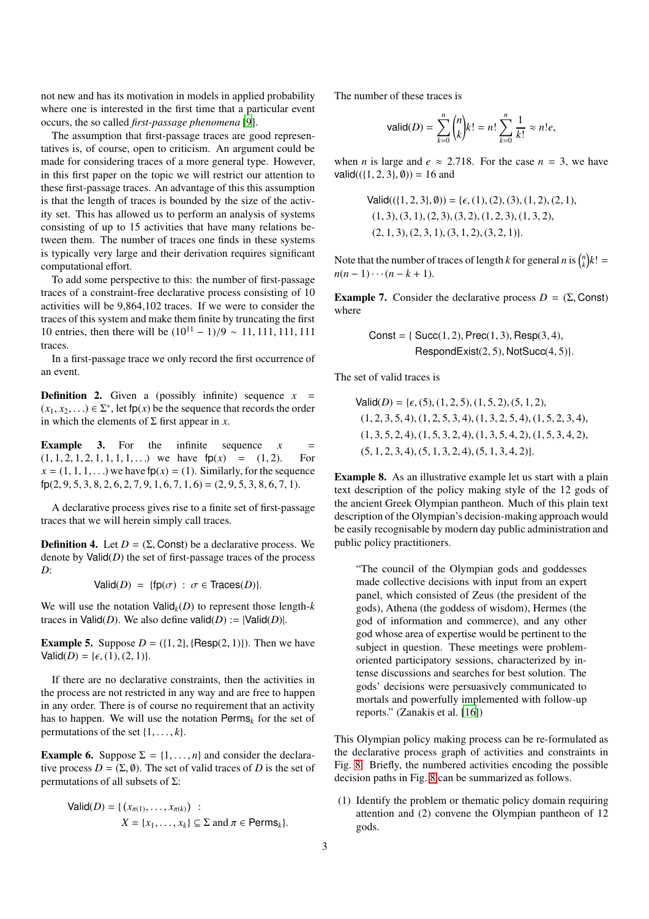not new and has its motivation in models in applied probability where one is interested in the first time that a particular event occurs, the so called *first-passage phenomena* [9].

The assumption that first-passage traces are good representatives is, of course, open to criticism. An argument could be made for considering traces of a more general type. However, in this first paper on the topic we will restrict our attention to these first-passage traces. An advantage of this this assumption is that the length of traces is bounded by the size of the activity set. This has allowed us to perform an analysis of systems consisting of up to 15 activities that have many relations between them. The number of traces one finds in these systems is typically very large and their derivation requires significant computational effort.

To add some perspective to this: the number of first-passage traces of a constraint-free declarative process consisting of 10 activities will be 9,864,102 traces. If we were to consider the traces of this system and make them finite by truncating the first 10 entries, then there will be $(10^{11}-1)/9 \sim 11,111,111,111$ traces.

In a first-passage trace we only record the first occurrence of an event.

**Definition 2.** Given a (possibly infinite) sequence $x = (x_1, x_2, \ldots) \in \Sigma^*$, let $\mathsf{fp}(x)$ be the sequence that records the order in which the elements of $\Sigma$ first appear in $x$.

**Example 3.** For the infinite sequence $x = (1,1,2,1,2,1,1,1,1,\ldots)$ we have $\mathsf{fp}(x) = (1,2)$. For $x = (1,1,1,\ldots)$ we have $\mathsf{fp}(x) = (1)$. Similarly, for the sequence $\mathsf{fp}(2,9,5,3,8,2,6,2,7,9,1,6,7,1,6) = (2,9,5,3,8,6,7,1)$.

A declarative process gives rise to a finite set of first-passage traces that we will herein simply call traces.

**Definition 4.** Let $D = (\Sigma, \mathsf{Const})$ be a declarative process. We denote by $\mathsf{Valid}(D)$ the set of first-passage traces of the process $D$:

$$\mathsf{Valid}(D) = \{\mathsf{fp}(\sigma) \ : \ \sigma \in \mathsf{Traces}(D)\}.$$

We will use the notation $\mathsf{Valid}_k(D)$ to represent those length-$k$ traces in $\mathsf{Valid}(D)$. We also define $\mathsf{valid}(D) := |\mathsf{Valid}(D)|$.

**Example 5.** Suppose $D = (\{1,2\}, \{\mathsf{Resp}(2,1)\})$. Then we have $\mathsf{Valid}(D) = \{\epsilon, (1), (2,1)\}$.

If there are no declarative constraints, then the activities in the process are not restricted in any way and are free to happen in any order. There is of course no requirement that an activity has to happen. We will use the notation $\mathsf{Perms}_k$ for the set of permutations of the set $\{1,\ldots,k\}$.

**Example 6.** Suppose $\Sigma = \{1,\ldots,n\}$ and consider the declarative process $D = (\Sigma, \emptyset)$. The set of valid traces of $D$ is the set of permutations of all subsets of $\Sigma$:

$$\mathsf{Valid}(D) = \{ (x_{\pi(1)}, \ldots, x_{\pi(k)}) \ : \ X = \{x_1, \ldots, x_k\} \subseteq \Sigma \text{ and } \pi \in \mathsf{Perms}_k\}.$$

The number of these traces is

$$\mathsf{valid}(D) = \sum_{k=0}^{n} \binom{n}{k} k! = n! \sum_{k=0}^{n} \frac{1}{k!} \approx n! e,$$

when $n$ is large and $e \approx 2.718$. For the case $n = 3$, we have $\mathsf{valid}((\{1,2,3\},\emptyset)) = 16$ and

$$\begin{aligned}\mathsf{Valid}((\{1,2,3\},\emptyset)) = \{&\epsilon, (1), (2), (3), (1,2), (2,1), \\ &(1,3), (3,1), (2,3), (3,2), (1,2,3), (1,3,2), \\ &(2,1,3), (2,3,1), (3,1,2), (3,2,1)\}.\end{aligned}$$

Note that the number of traces of length $k$ for general $n$ is $\binom{n}{k} k! = n(n-1)\cdots(n-k+1)$.

**Example 7.** Consider the declarative process $D = (\Sigma, \mathsf{Const})$ where

$$\begin{aligned}\mathsf{Const} = \{ &\mathsf{Succ}(1,2), \mathsf{Prec}(1,3), \mathsf{Resp}(3,4), \\ &\mathsf{RespondExist}(2,5), \mathsf{NotSucc}(4,5)\}.\end{aligned}$$

The set of valid traces is

$$\begin{aligned}\mathsf{Valid}(D) = \{&\epsilon, (5), (1,2,5), (1,5,2), (5,1,2), \\ &(1,2,3,5,4), (1,2,5,3,4), (1,3,2,5,4), (1,5,2,3,4), \\ &(1,3,5,2,4), (1,5,3,2,4), (1,3,5,4,2), (1,5,3,4,2), \\ &(5,1,2,3,4), (5,1,3,2,4), (5,1,3,4,2)\}.\end{aligned}$$

**Example 8.** As an illustrative example let us start with a plain text description of the policy making style of the 12 gods of the ancient Greek Olympian pantheon. Much of this plain text description of the Olympian's decision-making approach would be easily recognisable by modern day public administration and public policy practitioners.

> "The council of the Olympian gods and goddesses made collective decisions with input from an expert panel, which consisted of Zeus (the president of the gods), Athena (the goddess of wisdom), Hermes (the god of information and commerce), and any other god whose area of expertise would be pertinent to the subject in question. These meetings were problem-oriented participatory sessions, characterized by intense discussions and searches for best solution. The gods' decisions were persuasively communicated to mortals and powerfully implemented with follow-up reports." (Zanakis et al. [16])

This Olympian policy making process can be re-formulated as the declarative process graph of activities and constraints in Fig. 8. Briefly, the numbered activities encoding the possible decision paths in Fig. 8 can be summarized as follows.

(1) Identify the problem or thematic policy domain requiring attention and (2) convene the Olympian pantheon of 12 gods.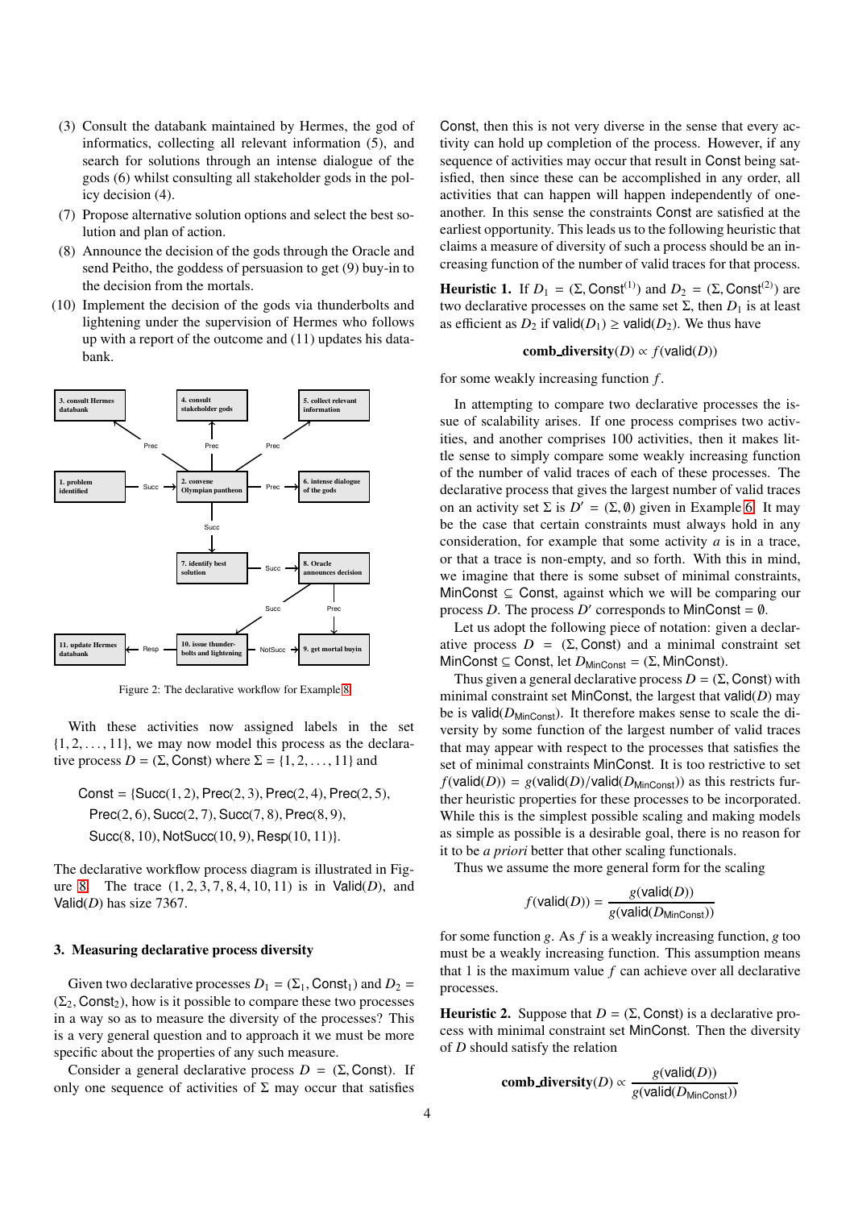(3) Consult the databank maintained by Hermes, the god of informatics, collecting all relevant information (5), and search for solutions through an intense dialogue of the gods (6) whilst consulting all stakeholder gods in the policy decision (4).

(7) Propose alternative solution options and select the best solution and plan of action.

(8) Announce the decision of the gods through the Oracle and send Peitho, the goddess of persuasion to get (9) buy-in to the decision from the mortals.

(10) Implement the decision of the gods via thunderbolts and lightening under the supervision of Hermes who follows up with a report of the outcome and (11) updates his databank.

Figure 2: The declarative workflow for Example 8

With these activities now assigned labels in the set $\{1, 2, \ldots, 11\}$, we may now model this process as the declarative process $D = (\Sigma, \mathsf{Const})$ where $\Sigma = \{1, 2, \ldots, 11\}$ and

$$\begin{aligned}\mathsf{Const} = \{&\mathsf{Succ}(1,2), \mathsf{Prec}(2,3), \mathsf{Prec}(2,4), \mathsf{Prec}(2,5),\\ &\mathsf{Prec}(2,6), \mathsf{Succ}(2,7), \mathsf{Succ}(7,8), \mathsf{Prec}(8,9),\\ &\mathsf{Succ}(8,10), \mathsf{NotSucc}(10,9), \mathsf{Resp}(10,11)\}.\end{aligned}$$

The declarative workflow process diagram is illustrated in Figure 8. The trace $(1, 2, 3, 7, 8, 4, 10, 11)$ is in $\mathsf{Valid}(D)$, and $\mathsf{Valid}(D)$ has size 7367.

## 3. Measuring declarative process diversity

Given two declarative processes $D_1 = (\Sigma_1, \mathsf{Const}_1)$ and $D_2 = (\Sigma_2, \mathsf{Const}_2)$, how is it possible to compare these two processes in a way so as to measure the diversity of the processes? This is a very general question and to approach it we must be more specific about the properties of any such measure.

Consider a general declarative process $D = (\Sigma, \mathsf{Const})$. If only one sequence of activities of $\Sigma$ may occur that satisfies $\mathsf{Const}$, then this is not very diverse in the sense that every activity can hold up completion of the process. However, if any sequence of activities may occur that result in $\mathsf{Const}$ being satisfied, then since these can be accomplished in any order, all activities that can happen will happen independently of one-another. In this sense the constraints $\mathsf{Const}$ are satisfied at the earliest opportunity. This leads us to the following heuristic that claims a measure of diversity of such a process should be an increasing function of the number of valid traces for that process.

**Heuristic 1.** If $D_1 = (\Sigma, \mathsf{Const}^{(1)})$ and $D_2 = (\Sigma, \mathsf{Const}^{(2)})$ are two declarative processes on the same set $\Sigma$, then $D_1$ is at least as efficient as $D_2$ if $\mathsf{valid}(D_1) \geq \mathsf{valid}(D_2)$. We thus have

$$\textbf{comb\_diversity}(D) \propto f(\mathsf{valid}(D))$$

for some weakly increasing function $f$.

In attempting to compare two declarative processes the issue of scalability arises. If one process comprises two activities, and another comprises 100 activities, then it makes little sense to simply compare some weakly increasing function of the number of valid traces of each of these processes. The declarative process that gives the largest number of valid traces on an activity set $\Sigma$ is $D' = (\Sigma, \emptyset)$ given in Example 6. It may be the case that certain constraints must always hold in any consideration, for example that some activity $a$ is in a trace, or that a trace is non-empty, and so forth. With this in mind, we imagine that there is some subset of minimal constraints, $\mathsf{MinConst} \subseteq \mathsf{Const}$, against which we will be comparing our process $D$. The process $D'$ corresponds to $\mathsf{MinConst} = \emptyset$.

Let us adopt the following piece of notation: given a declarative process $D = (\Sigma, \mathsf{Const})$ and a minimal constraint set $\mathsf{MinConst} \subseteq \mathsf{Const}$, let $D_{\mathsf{MinConst}} = (\Sigma, \mathsf{MinConst})$.

Thus given a general declarative process $D = (\Sigma, \mathsf{Const})$ with minimal constraint set $\mathsf{MinConst}$, the largest that $\mathsf{valid}(D)$ may be is $\mathsf{valid}(D_{\mathsf{MinConst}})$. It therefore makes sense to scale the diversity by some function of the largest number of valid traces that may appear with respect to the processes that satisfies the set of minimal constraints $\mathsf{MinConst}$. It is too restrictive to set $f(\mathsf{valid}(D)) = g(\mathsf{valid}(D)/\mathsf{valid}(D_{\mathsf{MinConst}}))$ as this restricts further heuristic properties for these processes to be incorporated. While this is the simplest possible scaling and making models as simple as possible is a desirable goal, there is no reason for it to be *a priori* better that other scaling functionals.

Thus we assume the more general form for the scaling

$$f(\mathsf{valid}(D)) = \frac{g(\mathsf{valid}(D))}{g(\mathsf{valid}(D_{\mathsf{MinConst}}))}$$

for some function $g$. As $f$ is a weakly increasing function, $g$ too must be a weakly increasing function. This assumption means that 1 is the maximum value $f$ can achieve over all declarative processes.

**Heuristic 2.** Suppose that $D = (\Sigma, \mathsf{Const})$ is a declarative process with minimal constraint set $\mathsf{MinConst}$. Then the diversity of $D$ should satisfy the relation

$$\textbf{comb\_diversity}(D) \propto \frac{g(\mathsf{valid}(D))}{g(\mathsf{valid}(D_{\mathsf{MinConst}}))}$$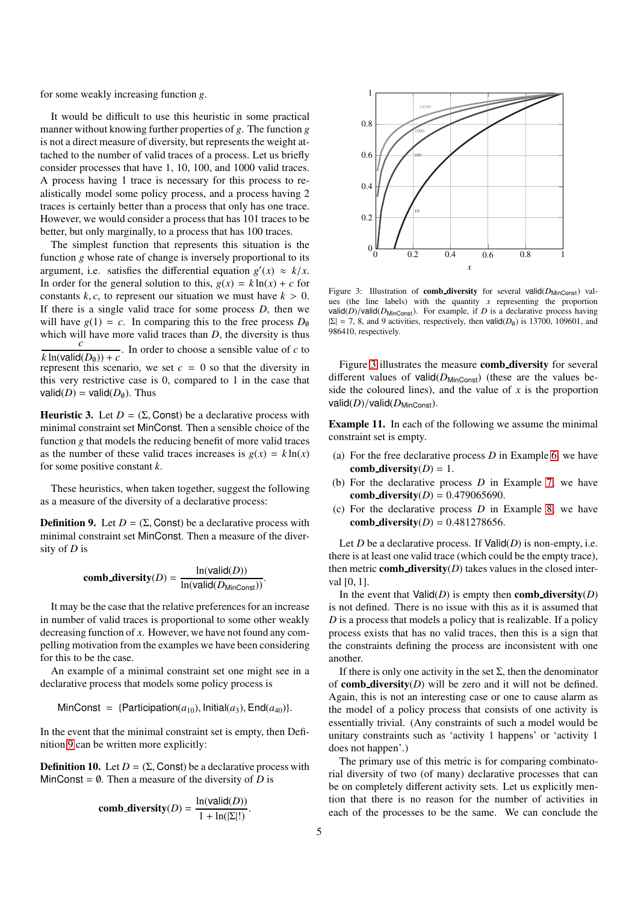for some weakly increasing function $g$.

It would be difficult to use this heuristic in some practical manner without knowing further properties of $g$. The function $g$ is not a direct measure of diversity, but represents the weight attached to the number of valid traces of a process. Let us briefly consider processes that have 1, 10, 100, and 1000 valid traces. A process having 1 trace is necessary for this process to realistically model some policy process, and a process having 2 traces is certainly better than a process that only has one trace. However, we would consider a process that has 101 traces to be better, but only marginally, to a process that has 100 traces.

The simplest function that represents this situation is the function $g$ whose rate of change is inversely proportional to its argument, i.e. satisfies the differential equation $g'(x) \approx k/x$. In order for the general solution to this, $g(x) = k \ln(x) + c$ for constants $k, c$, to represent our situation we must have $k > 0$. If there is a single valid trace for some process $D$, then we will have $g(1) = c$. In comparing this to the free process $D_\emptyset$ which will have more valid traces than $D$, the diversity is thus $\frac{c}{k \ln(\mathsf{valid}(D_\emptyset)) + c}$. In order to choose a sensible value of $c$ to represent this scenario, we set $c = 0$ so that the diversity in this very restrictive case is 0, compared to 1 in the case that $\mathsf{valid}(D) = \mathsf{valid}(D_\emptyset)$. Thus

**Heuristic 3.** Let $D = (\Sigma, \mathsf{Const})$ be a declarative process with minimal constraint set $\mathsf{MinConst}$. Then a sensible choice of the function $g$ that models the reducing benefit of more valid traces as the number of these valid traces increases is $g(x) = k \ln(x)$ for some positive constant $k$.

These heuristics, when taken together, suggest the following as a measure of the diversity of a declarative process:

**Definition 9.** Let $D = (\Sigma, \mathsf{Const})$ be a declarative process with minimal constraint set $\mathsf{MinConst}$. Then a measure of the diversity of $D$ is

$$\textbf{comb\_diversity}(D) = \frac{\ln(\mathsf{valid}(D))}{\ln(\mathsf{valid}(D_{\mathsf{MinConst}}))}.$$

It may be the case that the relative preferences for an increase in number of valid traces is proportional to some other weakly decreasing function of $x$. However, we have not found any compelling motivation from the examples we have been considering for this to be the case.

An example of a minimal constraint set one might see in a declarative process that models some policy process is

$$\mathsf{MinConst} = \{\mathsf{Participation}(a_{10}), \mathsf{Initial}(a_3), \mathsf{End}(a_{40})\}.$$

In the event that the minimal constraint set is empty, then Definition 9 can be written more explicitly:

**Definition 10.** Let $D = (\Sigma, \mathsf{Const})$ be a declarative process with $\mathsf{MinConst} = \emptyset$. Then a measure of the diversity of $D$ is

$$\textbf{comb\_diversity}(D) = \frac{\ln(\mathsf{valid}(D))}{1 + \ln(|\Sigma|!)}.$$

Figure 3: Illustration of **comb_diversity** for several $\mathsf{valid}(D_{\mathsf{MinConst}})$ values (the line labels) with the quantity $x$ representing the proportion $\mathsf{valid}(D)/\mathsf{valid}(D_{\mathsf{MinConst}})$. For example, if $D$ is a declarative process having $|\Sigma| = 7$, 8, and 9 activities, respectively, then $\mathsf{valid}(D_\emptyset)$ is 13700, 109601, and 986410, respectively.

Figure 3 illustrates the measure **comb_diversity** for several different values of $\mathsf{valid}(D_{\mathsf{MinConst}})$ (these are the values beside the coloured lines), and the value of $x$ is the proportion $\mathsf{valid}(D)/\mathsf{valid}(D_{\mathsf{MinConst}})$.

**Example 11.** In each of the following we assume the minimal constraint set is empty.

(a) For the free declarative process $D$ in Example 6, we have **comb_diversity**$(D) = 1$.

(b) For the declarative process $D$ in Example 7, we have **comb_diversity**$(D) = 0.479065690$.

(c) For the declarative process $D$ in Example 8, we have **comb_diversity**$(D) = 0.481278656$.

Let $D$ be a declarative process. If $\mathsf{Valid}(D)$ is non-empty, i.e. there is at least one valid trace (which could be the empty trace), then metric **comb_diversity**$(D)$ takes values in the closed interval $[0, 1]$.

In the event that $\mathsf{Valid}(D)$ is empty then **comb_diversity**$(D)$ is not defined. There is no issue with this as it is assumed that $D$ is a process that models a policy that is realizable. If a policy process exists that has no valid traces, then this is a sign that the constraints defining the process are inconsistent with one another.

If there is only one activity in the set $\Sigma$, then the denominator of **comb_diversity**$(D)$ will be zero and it will not be defined. Again, this is not an interesting case or one to cause alarm as the model of a policy process that consists of one activity is essentially trivial. (Any constraints of such a model would be unitary constraints such as 'activity 1 happens' or 'activity 1 does not happen'.)

The primary use of this metric is for comparing combinatorial diversity of two (of many) declarative processes that can be on completely different activity sets. Let us explicitly mention that there is no reason for the number of activities in each of the processes to be the same. We can conclude the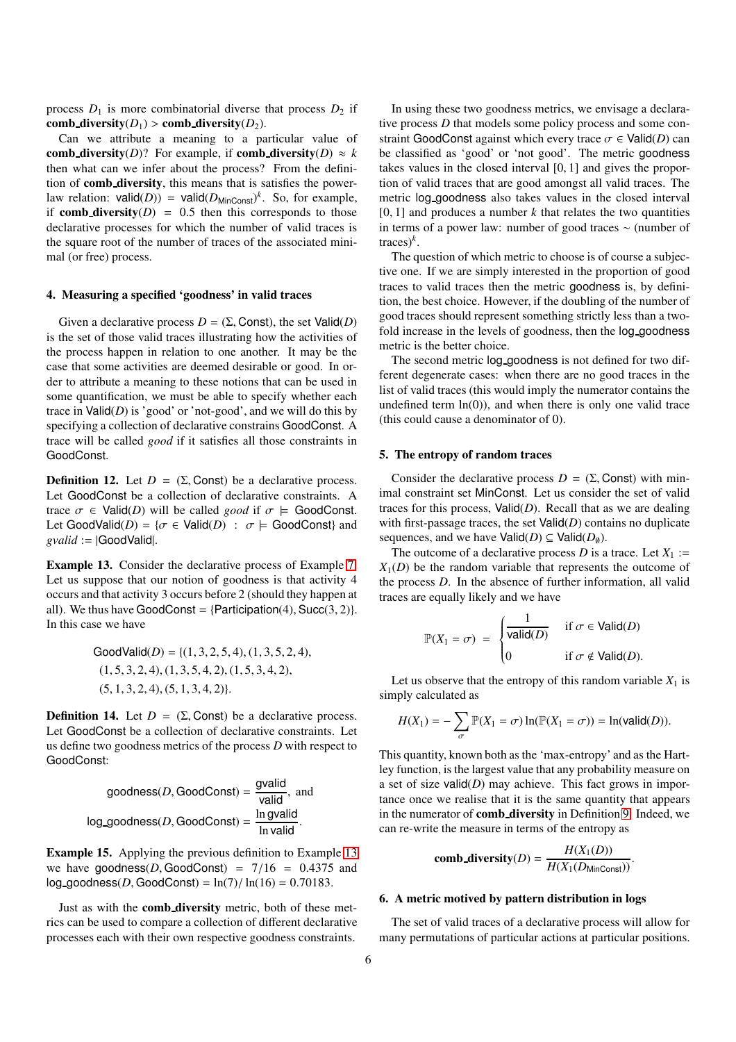process $D_1$ is more combinatorial diverse that process $D_2$ if **comb_diversity**$(D_1) >$ **comb_diversity**$(D_2)$.

Can we attribute a meaning to a particular value of **comb_diversity**$(D)$? For example, if **comb_diversity**$(D) \approx k$ then what can we infer about the process? From the definition of **comb_diversity**, this means that is satisfies the power-law relation: $\mathsf{valid}(D)) = \mathsf{valid}(D_{\mathsf{MinConst}})^k$. So, for example, if **comb_diversity**$(D) = 0.5$ then this corresponds to those declarative processes for which the number of valid traces is the square root of the number of traces of the associated minimal (or free) process.

## 4. Measuring a specified 'goodness' in valid traces

Given a declarative process $D = (\Sigma, \mathsf{Const})$, the set $\mathsf{Valid}(D)$ is the set of those valid traces illustrating how the activities of the process happen in relation to one another. It may be the case that some activities are deemed desirable or good. In order to attribute a meaning to these notions that can be used in some quantification, we must be able to specify whether each trace in $\mathsf{Valid}(D)$ is 'good' or 'not-good', and we will do this by specifying a collection of declarative constrains GoodConst. A trace will be called *good* if it satisfies all those constraints in GoodConst.

**Definition 12.** Let $D = (\Sigma, \mathsf{Const})$ be a declarative process. Let GoodConst be a collection of declarative constraints. A trace $\sigma \in \mathsf{Valid}(D)$ will be called *good* if $\sigma \models \mathsf{GoodConst}$. Let $\mathsf{GoodValid}(D) = \{\sigma \in \mathsf{Valid}(D) \ : \ \sigma \models \mathsf{GoodConst}\}$ and $gvalid := |\mathsf{GoodValid}|$.

**Example 13.** Consider the declarative process of Example 7. Let us suppose that our notion of goodness is that activity 4 occurs and that activity 3 occurs before 2 (should they happen at all). We thus have $\mathsf{GoodConst} = \{\mathsf{Participation}(4), \mathsf{Succ}(3, 2)\}$. In this case we have

$$
\begin{aligned}
\mathsf{GoodValid}(D) = \{&(1, 3, 2, 5, 4), (1, 3, 5, 2, 4),\\
&(1, 5, 3, 2, 4), (1, 3, 5, 4, 2), (1, 5, 3, 4, 2),\\
&(5, 1, 3, 2, 4), (5, 1, 3, 4, 2)\}.
\end{aligned}
$$

**Definition 14.** Let $D = (\Sigma, \mathsf{Const})$ be a declarative process. Let GoodConst be a collection of declarative constraints. Let us define two goodness metrics of the process $D$ with respect to GoodConst:

$$
\begin{aligned}
\mathsf{goodness}(D, \mathsf{GoodConst}) &= \frac{\mathsf{gvalid}}{\mathsf{valid}}, \text{ and}\\
\mathsf{log\_goodness}(D, \mathsf{GoodConst}) &= \frac{\ln \mathsf{gvalid}}{\ln \mathsf{valid}}.
\end{aligned}
$$

**Example 15.** Applying the previous definition to Example 13 we have $\mathsf{goodness}(D, \mathsf{GoodConst}) = 7/16 = 0.4375$ and $\mathsf{log\_goodness}(D, \mathsf{GoodConst}) = \ln(7)/\ln(16) = 0.70183$.

Just as with the **comb_diversity** metric, both of these metrics can be used to compare a collection of different declarative processes each with their own respective goodness constraints.

In using these two goodness metrics, we envisage a declarative process $D$ that models some policy process and some constraint GoodConst against which every trace $\sigma \in \mathsf{Valid}(D)$ can be classified as 'good' or 'not good'. The metric goodness takes values in the closed interval $[0, 1]$ and gives the proportion of valid traces that are good amongst all valid traces. The metric log_goodness also takes values in the closed interval $[0, 1]$ and produces a number $k$ that relates the two quantities in terms of a power law: number of good traces $\sim$ (number of traces)$^k$.

The question of which metric to choose is of course a subjective one. If we are simply interested in the proportion of good traces to valid traces then the metric goodness is, by definition, the best choice. However, if the doubling of the number of good traces should represent something strictly less than a two-fold increase in the levels of goodness, then the log_goodness metric is the better choice.

The second metric log_goodness is not defined for two different degenerate cases: when there are no good traces in the list of valid traces (this would imply the numerator contains the undefined term $\ln(0)$), and when there is only one valid trace (this could cause a denominator of 0).

## 5. The entropy of random traces

Consider the declarative process $D = (\Sigma, \mathsf{Const})$ with minimal constraint MinConst. Let us consider the set of valid traces for this process, $\mathsf{Valid}(D)$. Recall that as we are dealing with first-passage traces, the set $\mathsf{Valid}(D)$ contains no duplicate sequences, and we have $\mathsf{Valid}(D) \subseteq \mathsf{Valid}(D_\emptyset)$.

The outcome of a declarative process $D$ is a trace. Let $X_1 := X_1(D)$ be the random variable that represents the outcome of the process $D$. In the absence of further information, all valid traces are equally likely and we have

$$
\mathbb{P}(X_1 = \sigma) = \begin{cases} \dfrac{1}{\mathsf{valid}(D)} & \text{if } \sigma \in \mathsf{Valid}(D)\\[2ex] 0 & \text{if } \sigma \notin \mathsf{Valid}(D). \end{cases}
$$

Let us observe that the entropy of this random variable $X_1$ is simply calculated as

$$
H(X_1) = -\sum_{\sigma} \mathbb{P}(X_1 = \sigma) \ln(\mathbb{P}(X_1 = \sigma)) = \ln(\mathsf{valid}(D)).
$$

This quantity, known both as the 'max-entropy' and as the Hartley function, is the largest value that any probability measure on a set of size $\mathsf{valid}(D)$ may achieve. This fact grows in importance once we realise that it is the same quantity that appears in the numerator of **comb_diversity** in Definition 9. Indeed, we can re-write the measure in terms of the entropy as

$$
\mathbf{comb\_diversity}(D) = \frac{H(X_1(D))}{H(X_1(D_{\mathsf{MinConst}}))}.
$$

## 6. A metric motived by pattern distribution in logs

The set of valid traces of a declarative process will allow for many permutations of particular actions at particular positions.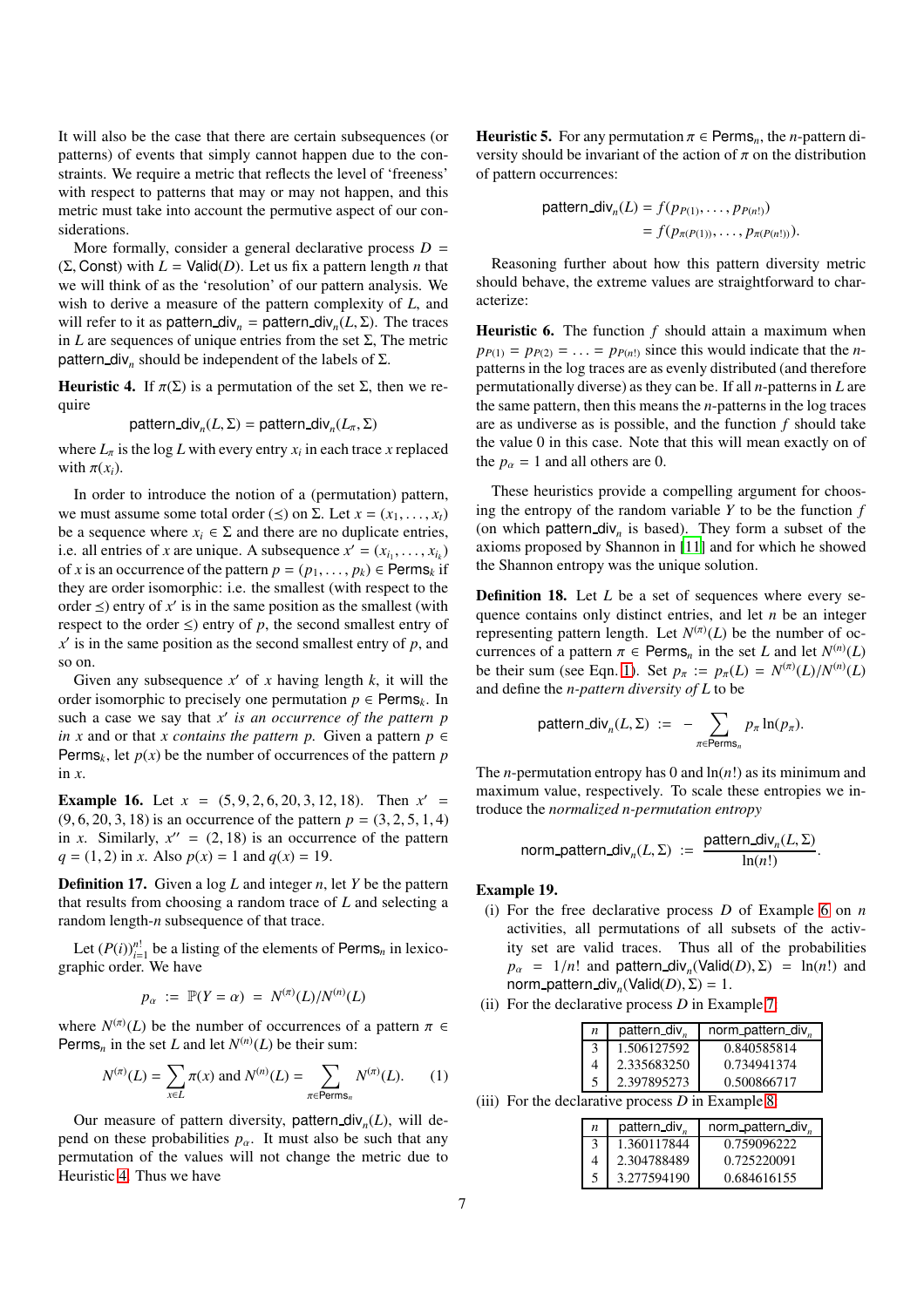It will also be the case that there are certain subsequences (or patterns) of events that simply cannot happen due to the constraints. We require a metric that reflects the level of 'freeness' with respect to patterns that may or may not happen, and this metric must take into account the permutive aspect of our considerations.

More formally, consider a general declarative process $D = (\Sigma, \mathsf{Const})$ with $L = \mathsf{Valid}(D)$. Let us fix a pattern length $n$ that we will think of as the 'resolution' of our pattern analysis. We wish to derive a measure of the pattern complexity of $L$, and will refer to it as $\mathsf{pattern\_div}_n = \mathsf{pattern\_div}_n(L, \Sigma)$. The traces in $L$ are sequences of unique entries from the set $\Sigma$, The metric $\mathsf{pattern\_div}_n$ should be independent of the labels of $\Sigma$.

**Heuristic 4.** If $\pi(\Sigma)$ is a permutation of the set $\Sigma$, then we require

$$\mathsf{pattern\_div}_n(L, \Sigma) = \mathsf{pattern\_div}_n(L_\pi, \Sigma)$$

where $L_\pi$ is the log $L$ with every entry $x_i$ in each trace $x$ replaced with $\pi(x_i)$.

In order to introduce the notion of a (permutation) pattern, we must assume some total order ($\preceq$) on $\Sigma$. Let $x = (x_1, \ldots, x_t)$ be a sequence where $x_i \in \Sigma$ and there are no duplicate entries, i.e. all entries of $x$ are unique. A subsequence $x' = (x_{i_1}, \ldots, x_{i_k})$ of $x$ is an occurrence of the pattern $p = (p_1, \ldots, p_k) \in \mathsf{Perms}_k$ if they are order isomorphic: i.e. the smallest (with respect to the order $\preceq$) entry of $x'$ is in the same position as the smallest (with respect to the order $\preceq$) entry of $p$, the second smallest entry of $x'$ is in the same position as the second smallest entry of $p$, and so on.

Given any subsequence $x'$ of $x$ having length $k$, it will the order isomorphic to precisely one permutation $p \in \mathsf{Perms}_k$. In such a case we say that *$x'$ is an occurrence of the pattern $p$ in $x$* and or that *$x$ contains the pattern $p$*. Given a pattern $p \in \mathsf{Perms}_k$, let $p(x)$ be the number of occurrences of the pattern $p$ in $x$.

**Example 16.** Let $x = (5, 9, 2, 6, 20, 3, 12, 18)$. Then $x' = (9, 6, 20, 3, 18)$ is an occurrence of the pattern $p = (3, 2, 5, 1, 4)$ in $x$. Similarly, $x'' = (2, 18)$ is an occurrence of the pattern $q = (1, 2)$ in $x$. Also $p(x) = 1$ and $q(x) = 19$.

**Definition 17.** Given a log $L$ and integer $n$, let $Y$ be the pattern that results from choosing a random trace of $L$ and selecting a random length-$n$ subsequence of that trace.

Let $(P(i))_{i=1}^{n!}$ be a listing of the elements of $\mathsf{Perms}_n$ in lexicographic order. We have

$$p_\alpha \ := \ \mathbb{P}(Y = \alpha) \ = \ N^{(\pi)}(L)/N^{(n)}(L)$$

where $N^{(\pi)}(L)$ be the number of occurrences of a pattern $\pi \in \mathsf{Perms}_n$ in the set $L$ and let $N^{(n)}(L)$ be their sum:

$$N^{(\pi)}(L) = \sum_{x \in L} \pi(x) \text{ and } N^{(n)}(L) = \sum_{\pi \in \mathsf{Perms}_n} N^{(\pi)}(L). \qquad (1)$$

Our measure of pattern diversity, $\mathsf{pattern\_div}_n(L)$, will depend on these probabilities $p_\alpha$. It must also be such that any permutation of the values will not change the metric due to Heuristic 4. Thus we have

**Heuristic 5.** For any permutation $\pi \in \mathsf{Perms}_n$, the $n$-pattern diversity should be invariant of the action of $\pi$ on the distribution of pattern occurrences:

$$\begin{aligned}\mathsf{pattern\_div}_n(L) &= f(p_{P(1)}, \ldots, p_{P(n!)}) \\ &= f(p_{\pi(P(1))}, \ldots, p_{\pi(P(n!))}).\end{aligned}$$

Reasoning further about how this pattern diversity metric should behave, the extreme values are straightforward to characterize:

**Heuristic 6.** The function $f$ should attain a maximum when $p_{P(1)} = p_{P(2)} = \ldots = p_{P(n!)}$ since this would indicate that the $n$-patterns in the log traces are as evenly distributed (and therefore permutationally diverse) as they can be. If all $n$-patterns in $L$ are the same pattern, then this means the $n$-patterns in the log traces are as undiverse as is possible, and the function $f$ should take the value 0 in this case. Note that this will mean exactly on of the $p_\alpha = 1$ and all others are 0.

These heuristics provide a compelling argument for choosing the entropy of the random variable $Y$ to be the function $f$ (on which $\mathsf{pattern\_div}_n$ is based). They form a subset of the axioms proposed by Shannon in [11] and for which he showed the Shannon entropy was the unique solution.

**Definition 18.** Let $L$ be a set of sequences where every sequence contains only distinct entries, and let $n$ be an integer representing pattern length. Let $N^{(\pi)}(L)$ be the number of occurrences of a pattern $\pi \in \mathsf{Perms}_n$ in the set $L$ and let $N^{(n)}(L)$ be their sum (see Eqn. 1). Set $p_\pi := p_\pi(L) = N^{(\pi)}(L)/N^{(n)}(L)$ and define the *$n$-pattern diversity of $L$* to be

$$\mathsf{pattern\_div}_n(L, \Sigma) \ := \ - \sum_{\pi \in \mathsf{Perms}_n} p_\pi \ln(p_\pi).$$

The $n$-permutation entropy has 0 and $\ln(n!)$ as its minimum and maximum value, respectively. To scale these entropies we introduce the *normalized $n$-permutation entropy*

$$\mathsf{norm\_pattern\_div}_n(L, \Sigma) \ := \ \frac{\mathsf{pattern\_div}_n(L, \Sigma)}{\ln(n!)}.$$

**Example 19.**

(i) For the free declarative process $D$ of Example 6 on $n$ activities, all permutations of all subsets of the activity set are valid traces. Thus all of the probabilities $p_\alpha = 1/n!$ and $\mathsf{pattern\_div}_n(\mathsf{Valid}(D), \Sigma) = \ln(n!)$ and $\mathsf{norm\_pattern\_div}_n(\mathsf{Valid}(D), \Sigma) = 1$.

(ii) For the declarative process $D$ in Example 7

| $n$ | $\mathsf{pattern\_div}_n$ | $\mathsf{norm\_pattern\_div}_n$ |
|---|---|---|
| 3 | 1.506127592 | 0.840585814 |
| 4 | 2.335683250 | 0.734941374 |
| 5 | 2.397895273 | 0.500866717 |

(iii) For the declarative process $D$ in Example 8

| $n$ | $\mathsf{pattern\_div}_n$ | $\mathsf{norm\_pattern\_div}_n$ |
|---|---|---|
| 3 | 1.360117844 | 0.759096222 |
| 4 | 2.304788489 | 0.725220091 |
| 5 | 3.277594190 | 0.684616155 |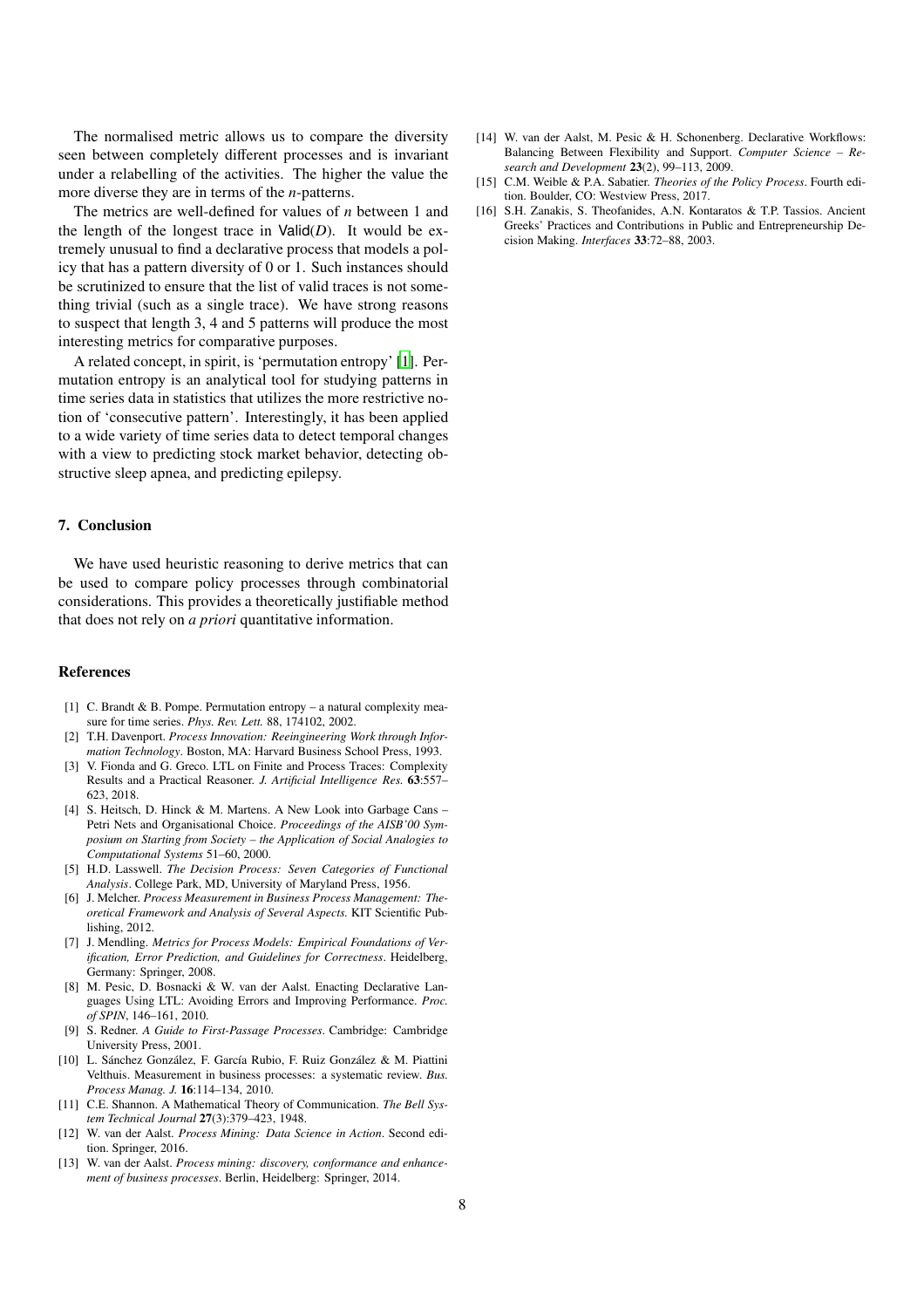The normalised metric allows us to compare the diversity seen between completely different processes and is invariant under a relabelling of the activities. The higher the value the more diverse they are in terms of the $n$-patterns.

The metrics are well-defined for values of $n$ between 1 and the length of the longest trace in $\mathsf{Valid}(D)$. It would be extremely unusual to find a declarative process that models a policy that has a pattern diversity of 0 or 1. Such instances should be scrutinized to ensure that the list of valid traces is not something trivial (such as a single trace). We have strong reasons to suspect that length 3, 4 and 5 patterns will produce the most interesting metrics for comparative purposes.

A related concept, in spirit, is 'permutation entropy' [1]. Permutation entropy is an analytical tool for studying patterns in time series data in statistics that utilizes the more restrictive notion of 'consecutive pattern'. Interestingly, it has been applied to a wide variety of time series data to detect temporal changes with a view to predicting stock market behavior, detecting obstructive sleep apnea, and predicting epilepsy.

## 7. Conclusion

We have used heuristic reasoning to derive metrics that can be used to compare policy processes through combinatorial considerations. This provides a theoretically justifiable method that does not rely on *a priori* quantitative information.

## References

- [1] C. Brandt & B. Pompe. Permutation entropy – a natural complexity measure for time series. *Phys. Rev. Lett.* 88, 174102, 2002.
- [2] T.H. Davenport. *Process Innovation: Reengineering Work through Information Technology*. Boston, MA: Harvard Business School Press, 1993.
- [3] V. Fionda and G. Greco. LTL on Finite and Process Traces: Complexity Results and a Practical Reasoner. *J. Artificial Intelligence Res.* **63**:557–623, 2018.
- [4] S. Heitsch, D. Hinck & M. Martens. A New Look into Garbage Cans – Petri Nets and Organisational Choice. *Proceedings of the AISB'00 Symposium on Starting from Society – the Application of Social Analogies to Computational Systems* 51–60, 2000.
- [5] H.D. Lasswell. *The Decision Process: Seven Categories of Functional Analysis*. College Park, MD, University of Maryland Press, 1956.
- [6] J. Melcher. *Process Measurement in Business Process Management: Theoretical Framework and Analysis of Several Aspects.* KIT Scientific Publishing, 2012.
- [7] J. Mendling. *Metrics for Process Models: Empirical Foundations of Verification, Error Prediction, and Guidelines for Correctness*. Heidelberg, Germany: Springer, 2008.
- [8] M. Pesic, D. Bosnacki & W. van der Aalst. Enacting Declarative Languages Using LTL: Avoiding Errors and Improving Performance. *Proc. of SPIN*, 146–161, 2010.
- [9] S. Redner. *A Guide to First-Passage Processes*. Cambridge: Cambridge University Press, 2001.
- [10] L. Sánchez González, F. García Rubio, F. Ruiz González & M. Piattini Velthuis. Measurement in business processes: a systematic review. *Bus. Process Manag. J.* **16**:114–134, 2010.
- [11] C.E. Shannon. A Mathematical Theory of Communication. *The Bell System Technical Journal* **27**(3):379–423, 1948.
- [12] W. van der Aalst. *Process Mining: Data Science in Action*. Second edition. Springer, 2016.
- [13] W. van der Aalst. *Process mining: discovery, conformance and enhancement of business processes*. Berlin, Heidelberg: Springer, 2014.
- [14] W. van der Aalst, M. Pesic & H. Schonenberg. Declarative Workflows: Balancing Between Flexibility and Support. *Computer Science – Research and Development* **23**(2), 99–113, 2009.
- [15] C.M. Weible & P.A. Sabatier. *Theories of the Policy Process*. Fourth edition. Boulder, CO: Westview Press, 2017.
- [16] S.H. Zanakis, S. Theofanides, A.N. Kontaratos & T.P. Tassios. Ancient Greeks' Practices and Contributions in Public and Entrepreneurship Decision Making. *Interfaces* **33**:72–88, 2003.